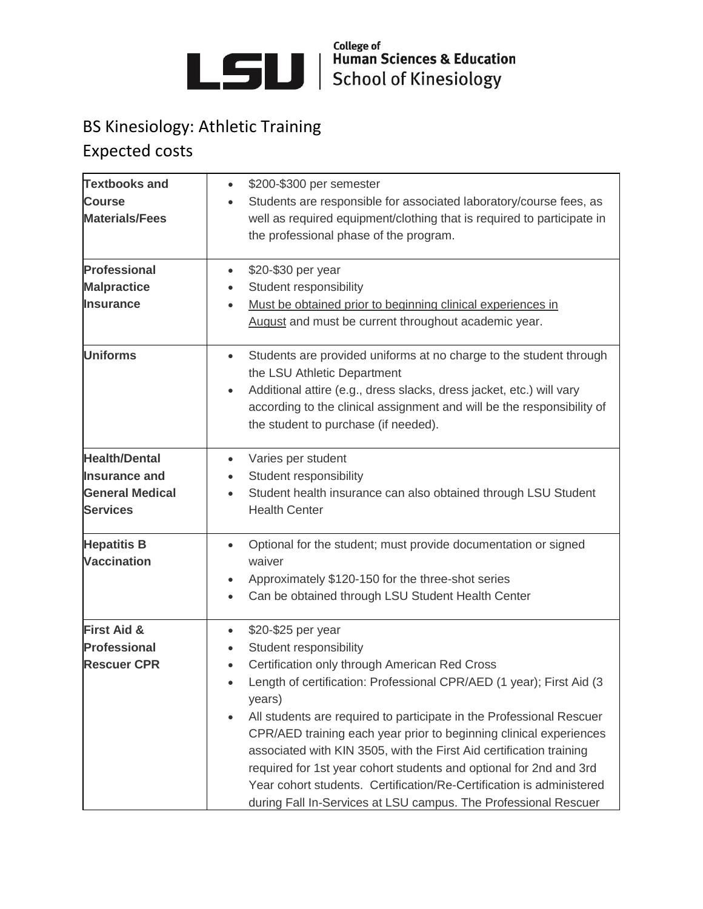LSU | College of Human Sciences & Education | School of Kinesiology

# BS Kinesiology: Athletic Training

## Expected costs

| | |
|---|---|
| **Textbooks and Course Materials/Fees** | • $200-$300 per semester<br>• Students are responsible for associated laboratory/course fees, as well as required equipment/clothing that is required to participate in the professional phase of the program. |
| **Professional Malpractice Insurance** | • $20-$30 per year<br>• Student responsibility<br>• Must be obtained prior to beginning clinical experiences in August and must be current throughout academic year. |
| **Uniforms** | • Students are provided uniforms at no charge to the student through the LSU Athletic Department<br>• Additional attire (e.g., dress slacks, dress jacket, etc.) will vary according to the clinical assignment and will be the responsibility of the student to purchase (if needed). |
| **Health/Dental Insurance and General Medical Services** | • Varies per student<br>• Student responsibility<br>• Student health insurance can also obtained through LSU Student Health Center |
| **Hepatitis B Vaccination** | • Optional for the student; must provide documentation or signed waiver<br>• Approximately $120-150 for the three-shot series<br>• Can be obtained through LSU Student Health Center |
| **First Aid & Professional Rescuer CPR** | • $20-$25 per year<br>• Student responsibility<br>• Certification only through American Red Cross<br>• Length of certification: Professional CPR/AED (1 year); First Aid (3 years)<br>• All students are required to participate in the Professional Rescuer CPR/AED training each year prior to beginning clinical experiences associated with KIN 3505, with the First Aid certification training required for 1st year cohort students and optional for 2nd and 3rd Year cohort students. Certification/Re-Certification is administered during Fall In-Services at LSU campus. The Professional Rescuer |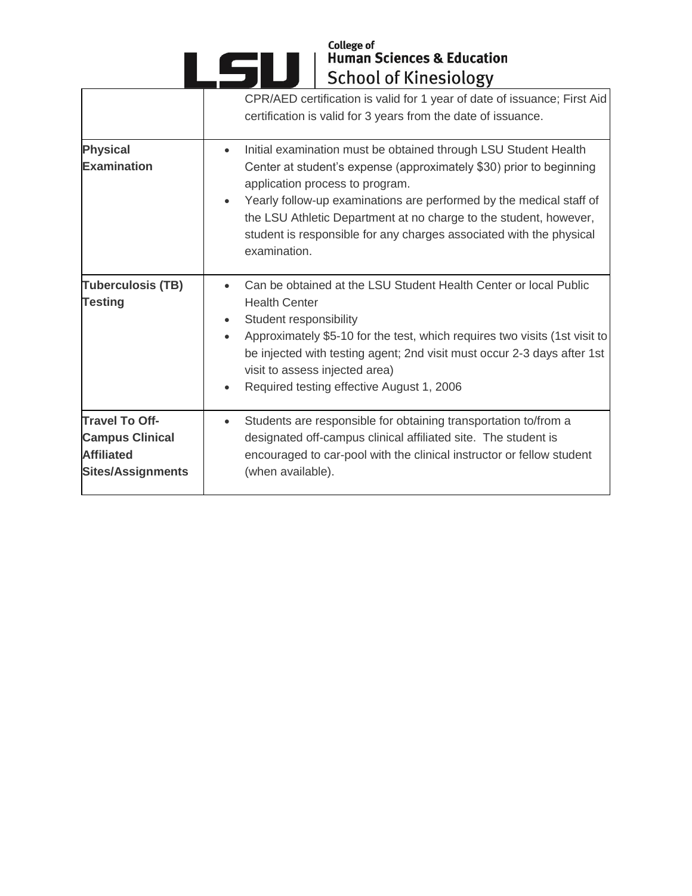| | |
|---|---|
| | CPR/AED certification is valid for 1 year of date of issuance; First Aid certification is valid for 3 years from the date of issuance. |
| **Physical Examination** | • Initial examination must be obtained through LSU Student Health Center at student's expense (approximately $30) prior to beginning application process to program.<br>• Yearly follow-up examinations are performed by the medical staff of the LSU Athletic Department at no charge to the student, however, student is responsible for any charges associated with the physical examination. |
| **Tuberculosis (TB) Testing** | • Can be obtained at the LSU Student Health Center or local Public Health Center<br>• Student responsibility<br>• Approximately $5-10 for the test, which requires two visits (1st visit to be injected with testing agent; 2nd visit must occur 2-3 days after 1st visit to assess injected area)<br>• Required testing effective August 1, 2006 |
| **Travel To Off-Campus Clinical Affiliated Sites/Assignments** | • Students are responsible for obtaining transportation to/from a designated off-campus clinical affiliated site. The student is encouraged to car-pool with the clinical instructor or fellow student (when available). |